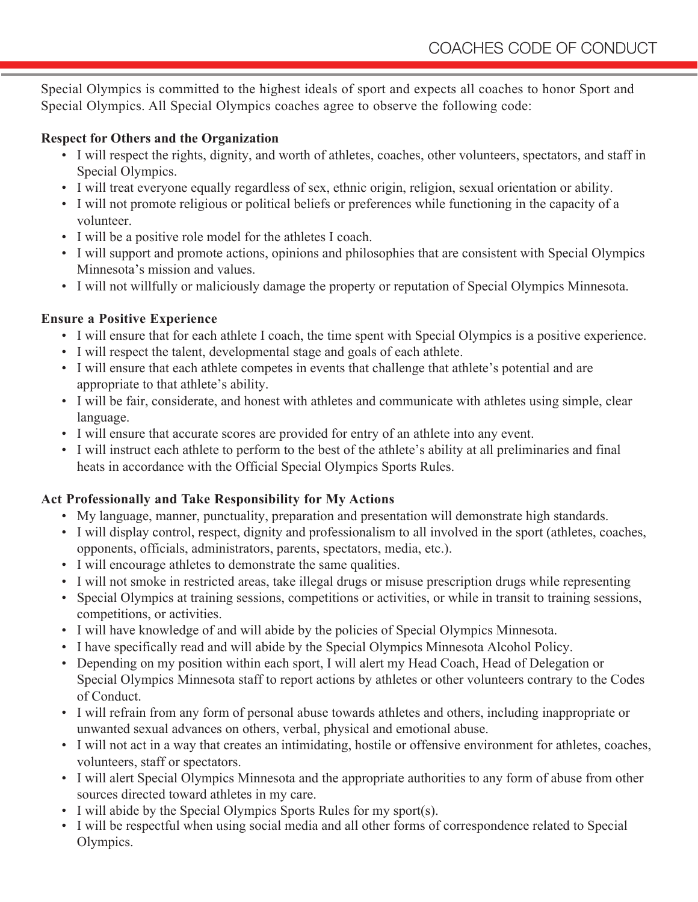# COACHES CODE OF CONDUCT

Special Olympics is committed to the highest ideals of sport and expects all coaches to honor Sport and Special Olympics. All Special Olympics coaches agree to observe the following code:

**Respect for Others and the Organization**

- I will respect the rights, dignity, and worth of athletes, coaches, other volunteers, spectators, and staff in Special Olympics.
- I will treat everyone equally regardless of sex, ethnic origin, religion, sexual orientation or ability.
- I will not promote religious or political beliefs or preferences while functioning in the capacity of a volunteer.
- I will be a positive role model for the athletes I coach.
- I will support and promote actions, opinions and philosophies that are consistent with Special Olympics Minnesota's mission and values.
- I will not willfully or maliciously damage the property or reputation of Special Olympics Minnesota.

**Ensure a Positive Experience**

- I will ensure that for each athlete I coach, the time spent with Special Olympics is a positive experience.
- I will respect the talent, developmental stage and goals of each athlete.
- I will ensure that each athlete competes in events that challenge that athlete's potential and are appropriate to that athlete's ability.
- I will be fair, considerate, and honest with athletes and communicate with athletes using simple, clear language.
- I will ensure that accurate scores are provided for entry of an athlete into any event.
- I will instruct each athlete to perform to the best of the athlete's ability at all preliminaries and final heats in accordance with the Official Special Olympics Sports Rules.

**Act Professionally and Take Responsibility for My Actions**

- My language, manner, punctuality, preparation and presentation will demonstrate high standards.
- I will display control, respect, dignity and professionalism to all involved in the sport (athletes, coaches, opponents, officials, administrators, parents, spectators, media, etc.).
- I will encourage athletes to demonstrate the same qualities.
- I will not smoke in restricted areas, take illegal drugs or misuse prescription drugs while representing
- Special Olympics at training sessions, competitions or activities, or while in transit to training sessions, competitions, or activities.
- I will have knowledge of and will abide by the policies of Special Olympics Minnesota.
- I have specifically read and will abide by the Special Olympics Minnesota Alcohol Policy.
- Depending on my position within each sport, I will alert my Head Coach, Head of Delegation or Special Olympics Minnesota staff to report actions by athletes or other volunteers contrary to the Codes of Conduct.
- I will refrain from any form of personal abuse towards athletes and others, including inappropriate or unwanted sexual advances on others, verbal, physical and emotional abuse.
- I will not act in a way that creates an intimidating, hostile or offensive environment for athletes, coaches, volunteers, staff or spectators.
- I will alert Special Olympics Minnesota and the appropriate authorities to any form of abuse from other sources directed toward athletes in my care.
- I will abide by the Special Olympics Sports Rules for my sport(s).
- I will be respectful when using social media and all other forms of correspondence related to Special Olympics.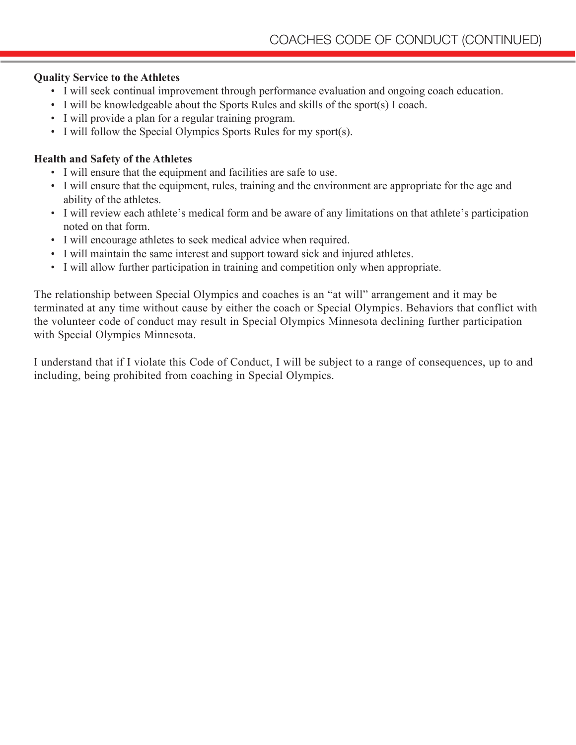**Quality Service to the Athletes**

- I will seek continual improvement through performance evaluation and ongoing coach education.
- I will be knowledgeable about the Sports Rules and skills of the sport(s) I coach.
- I will provide a plan for a regular training program.
- I will follow the Special Olympics Sports Rules for my sport(s).

**Health and Safety of the Athletes**

- I will ensure that the equipment and facilities are safe to use.
- I will ensure that the equipment, rules, training and the environment are appropriate for the age and ability of the athletes.
- I will review each athlete's medical form and be aware of any limitations on that athlete's participation noted on that form.
- I will encourage athletes to seek medical advice when required.
- I will maintain the same interest and support toward sick and injured athletes.
- I will allow further participation in training and competition only when appropriate.

The relationship between Special Olympics and coaches is an "at will" arrangement and it may be terminated at any time without cause by either the coach or Special Olympics. Behaviors that conflict with the volunteer code of conduct may result in Special Olympics Minnesota declining further participation with Special Olympics Minnesota.

I understand that if I violate this Code of Conduct, I will be subject to a range of consequences, up to and including, being prohibited from coaching in Special Olympics.